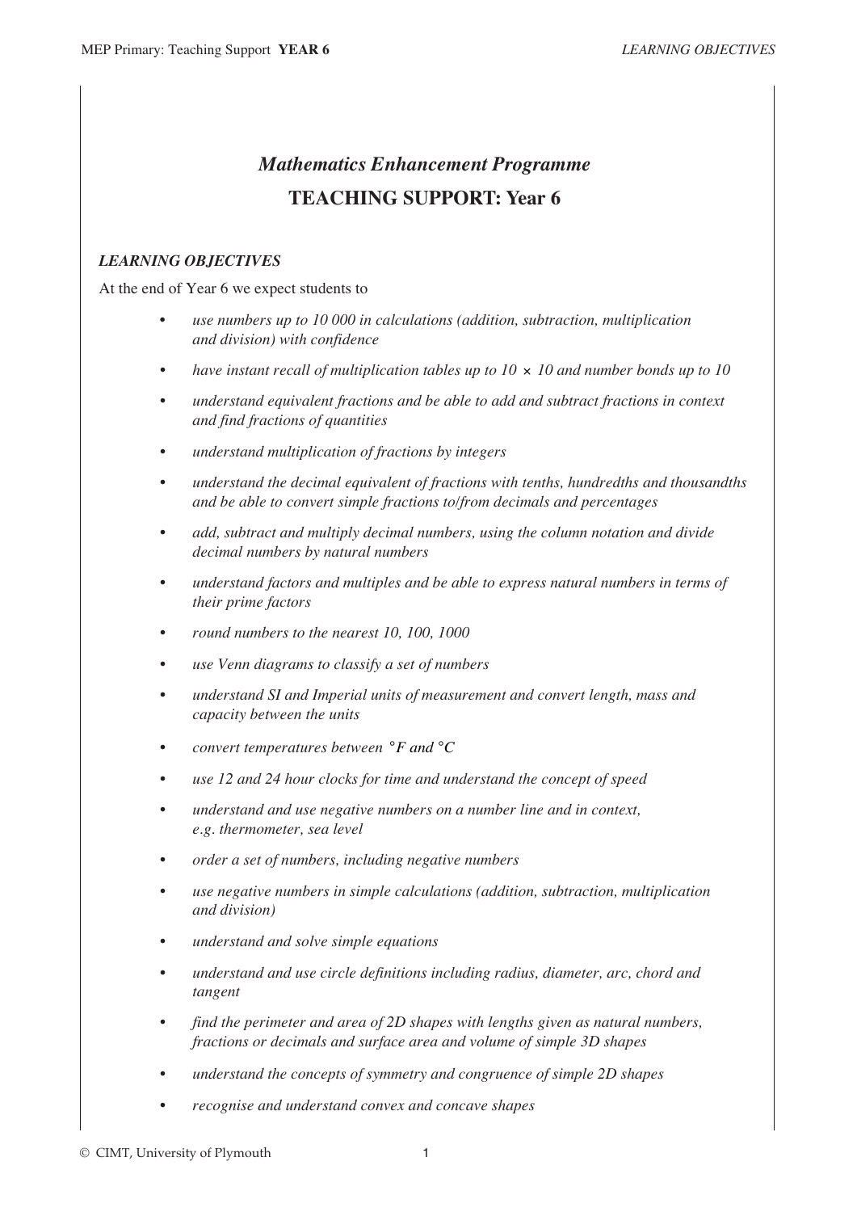# *Mathematics Enhancement Programme*

## TEACHING SUPPORT: Year 6

### *LEARNING OBJECTIVES*

At the end of Year 6 we expect students to

- *use numbers up to 10 000 in calculations (addition, subtraction, multiplication and division) with confidence*
- *have instant recall of multiplication tables up to* $10 \times 10$ *and number bonds up to 10*
- *understand equivalent fractions and be able to add and subtract fractions in context and find fractions of quantities*
- *understand multiplication of fractions by integers*
- *understand the decimal equivalent of fractions with tenths, hundredths and thousandths and be able to convert simple fractions to/from decimals and percentages*
- *add, subtract and multiply decimal numbers, using the column notation and divide decimal numbers by natural numbers*
- *understand factors and multiples and be able to express natural numbers in terms of their prime factors*
- *round numbers to the nearest 10, 100, 1000*
- *use Venn diagrams to classify a set of numbers*
- *understand SI and Imperial units of measurement and convert length, mass and capacity between the units*
- *convert temperatures between °F and °C*
- *use 12 and 24 hour clocks for time and understand the concept of speed*
- *understand and use negative numbers on a number line and in context, e.g. thermometer, sea level*
- *order a set of numbers, including negative numbers*
- *use negative numbers in simple calculations (addition, subtraction, multiplication and division)*
- *understand and solve simple equations*
- *understand and use circle definitions including radius, diameter, arc, chord and tangent*
- *find the perimeter and area of 2D shapes with lengths given as natural numbers, fractions or decimals and surface area and volume of simple 3D shapes*
- *understand the concepts of symmetry and congruence of simple 2D shapes*
- *recognise and understand convex and concave shapes*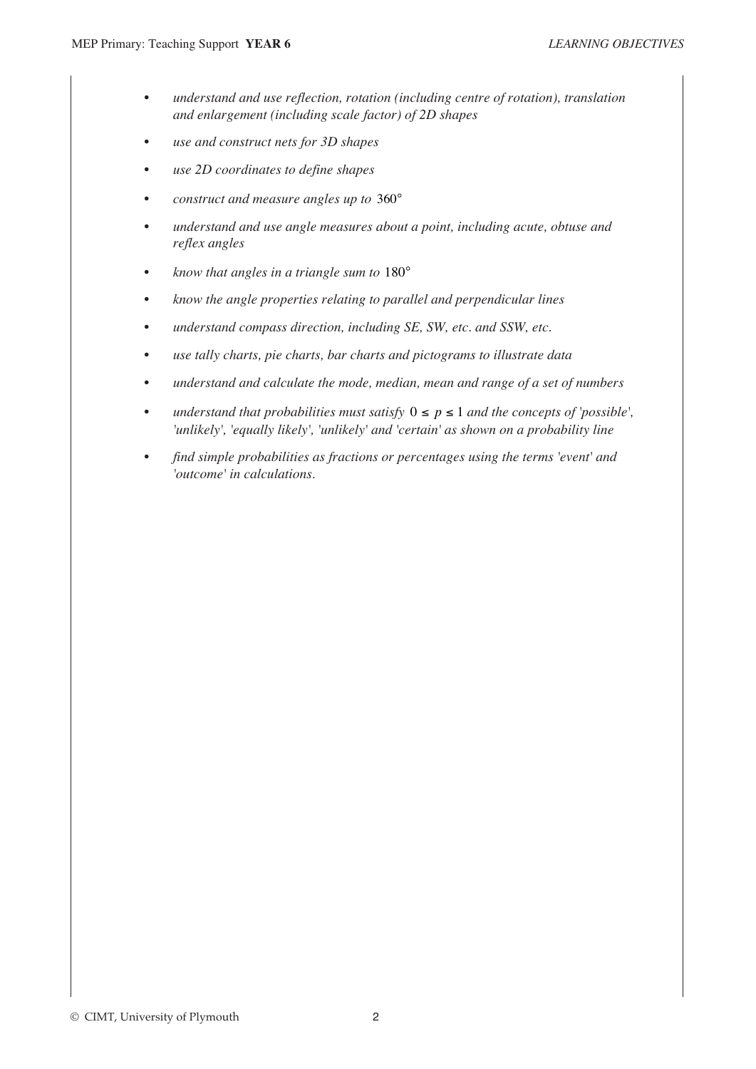- *understand and use reflection, rotation (including centre of rotation), translation and enlargement (including scale factor) of 2D shapes*
- *use and construct nets for 3D shapes*
- *use 2D coordinates to define shapes*
- *construct and measure angles up to* $360°$
- *understand and use angle measures about a point, including acute, obtuse and reflex angles*
- *know that angles in a triangle sum to* $180°$
- *know the angle properties relating to parallel and perpendicular lines*
- *understand compass direction, including SE, SW, etc. and SSW, etc.*
- *use tally charts, pie charts, bar charts and pictograms to illustrate data*
- *understand and calculate the mode, median, mean and range of a set of numbers*
- *understand that probabilities must satisfy* $0 \leq p \leq 1$ *and the concepts of 'possible', 'unlikely', 'equally likely', 'unlikely' and 'certain' as shown on a probability line*
- *find simple probabilities as fractions or percentages using the terms 'event' and 'outcome' in calculations.*